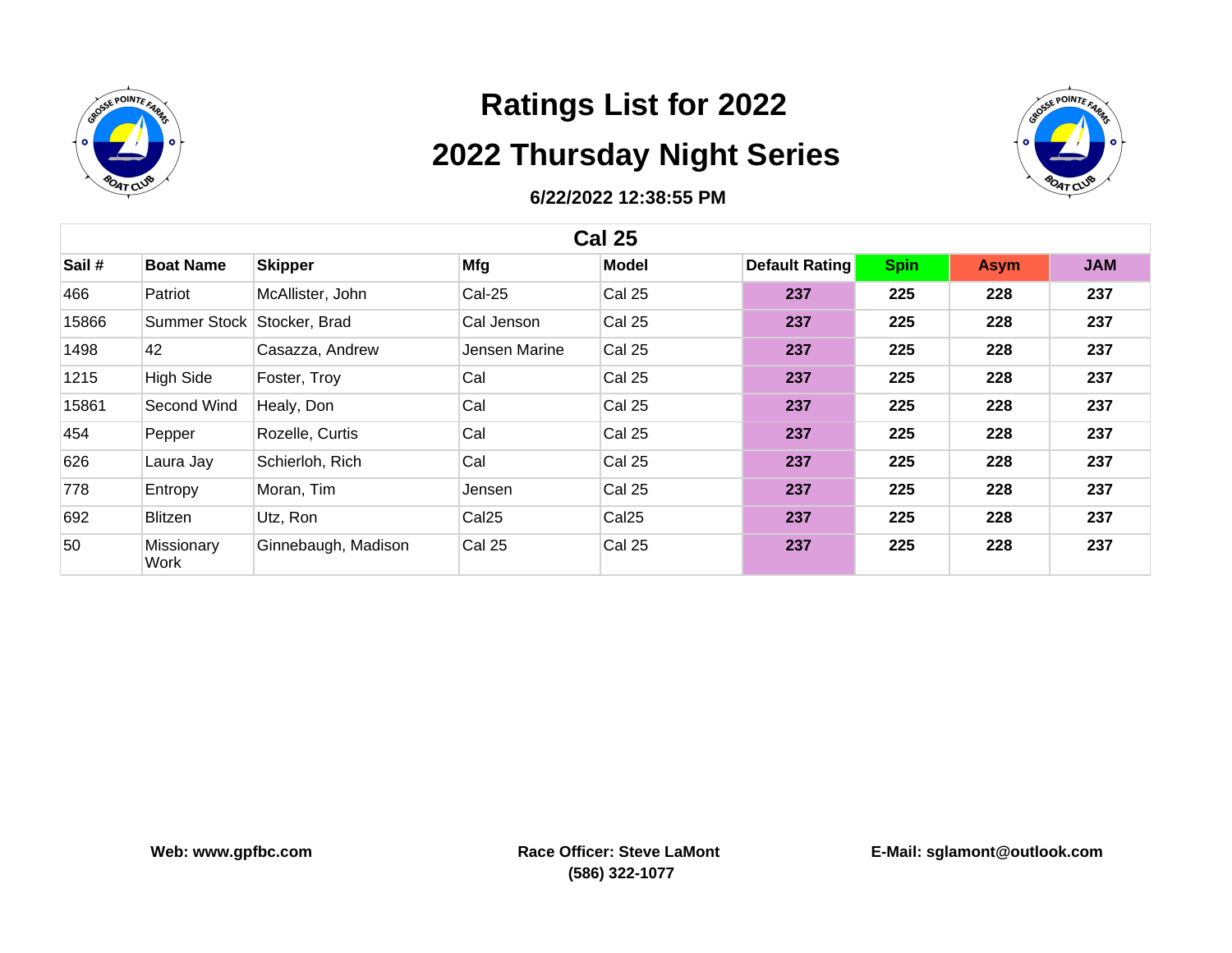# Ratings List for 2022

# 2022 Thursday Night Series

**6/22/2022 12:38:55 PM**

## Cal 25

| Sail # | Boat Name | Skipper | Mfg | Model | Default Rating | Spin | Asym | JAM |
|---|---|---|---|---|---|---|---|---|
| 466 | Patriot | McAllister, John | Cal-25 | Cal 25 | 237 | 225 | 228 | 237 |
| 15866 | Summer Stock | Stocker, Brad | Cal Jenson | Cal 25 | 237 | 225 | 228 | 237 |
| 1498 | 42 | Casazza, Andrew | Jensen Marine | Cal 25 | 237 | 225 | 228 | 237 |
| 1215 | High Side | Foster, Troy | Cal | Cal 25 | 237 | 225 | 228 | 237 |
| 15861 | Second Wind | Healy, Don | Cal | Cal 25 | 237 | 225 | 228 | 237 |
| 454 | Pepper | Rozelle, Curtis | Cal | Cal 25 | 237 | 225 | 228 | 237 |
| 626 | Laura Jay | Schierloh, Rich | Cal | Cal 25 | 237 | 225 | 228 | 237 |
| 778 | Entropy | Moran, Tim | Jensen | Cal 25 | 237 | 225 | 228 | 237 |
| 692 | Blitzen | Utz, Ron | Cal25 | Cal25 | 237 | 225 | 228 | 237 |
| 50 | Missionary Work | Ginnebaugh, Madison | Cal 25 | Cal 25 | 237 | 225 | 228 | 237 |

**Web: www.gpfbc.com**

**Race Officer: Steve LaMont (586) 322-1077**

**E-Mail: sglamont@outlook.com**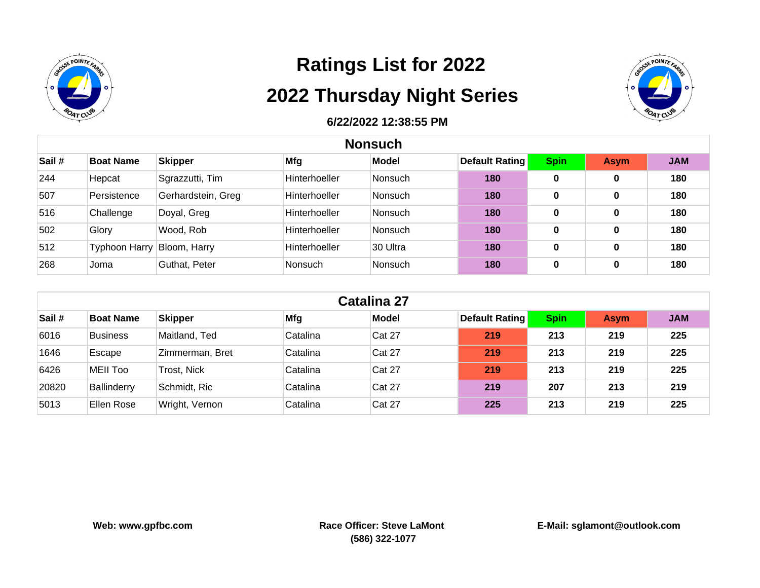# Ratings List for 2022

# 2022 Thursday Night Series

**6/22/2022 12:38:55 PM**

## Nonsuch

| Sail # | Boat Name | Skipper | Mfg | Model | Default Rating | Spin | Asym | JAM |
|---|---|---|---|---|---|---|---|---|
| 244 | Hepcat | Sgrazzutti, Tim | Hinterhoeller | Nonsuch | 180 | 0 | 0 | 180 |
| 507 | Persistence | Gerhardstein, Greg | Hinterhoeller | Nonsuch | 180 | 0 | 0 | 180 |
| 516 | Challenge | Doyal, Greg | Hinterhoeller | Nonsuch | 180 | 0 | 0 | 180 |
| 502 | Glory | Wood, Rob | Hinterhoeller | Nonsuch | 180 | 0 | 0 | 180 |
| 512 | Typhoon Harry | Bloom, Harry | Hinterhoeller | 30 Ultra | 180 | 0 | 0 | 180 |
| 268 | Joma | Guthat, Peter | Nonsuch | Nonsuch | 180 | 0 | 0 | 180 |

## Catalina 27

| Sail # | Boat Name | Skipper | Mfg | Model | Default Rating | Spin | Asym | JAM |
|---|---|---|---|---|---|---|---|---|
| 6016 | Business | Maitland, Ted | Catalina | Cat 27 | 219 | 213 | 219 | 225 |
| 1646 | Escape | Zimmerman, Bret | Catalina | Cat 27 | 219 | 213 | 219 | 225 |
| 6426 | MEII Too | Trost, Nick | Catalina | Cat 27 | 219 | 213 | 219 | 225 |
| 20820 | Ballinderry | Schmidt, Ric | Catalina | Cat 27 | 219 | 207 | 213 | 219 |
| 5013 | Ellen Rose | Wright, Vernon | Catalina | Cat 27 | 225 | 213 | 219 | 225 |

**Web: www.gpfbc.com**

**Race Officer: Steve LaMont (586) 322-1077**

**E-Mail: sglamont@outlook.com**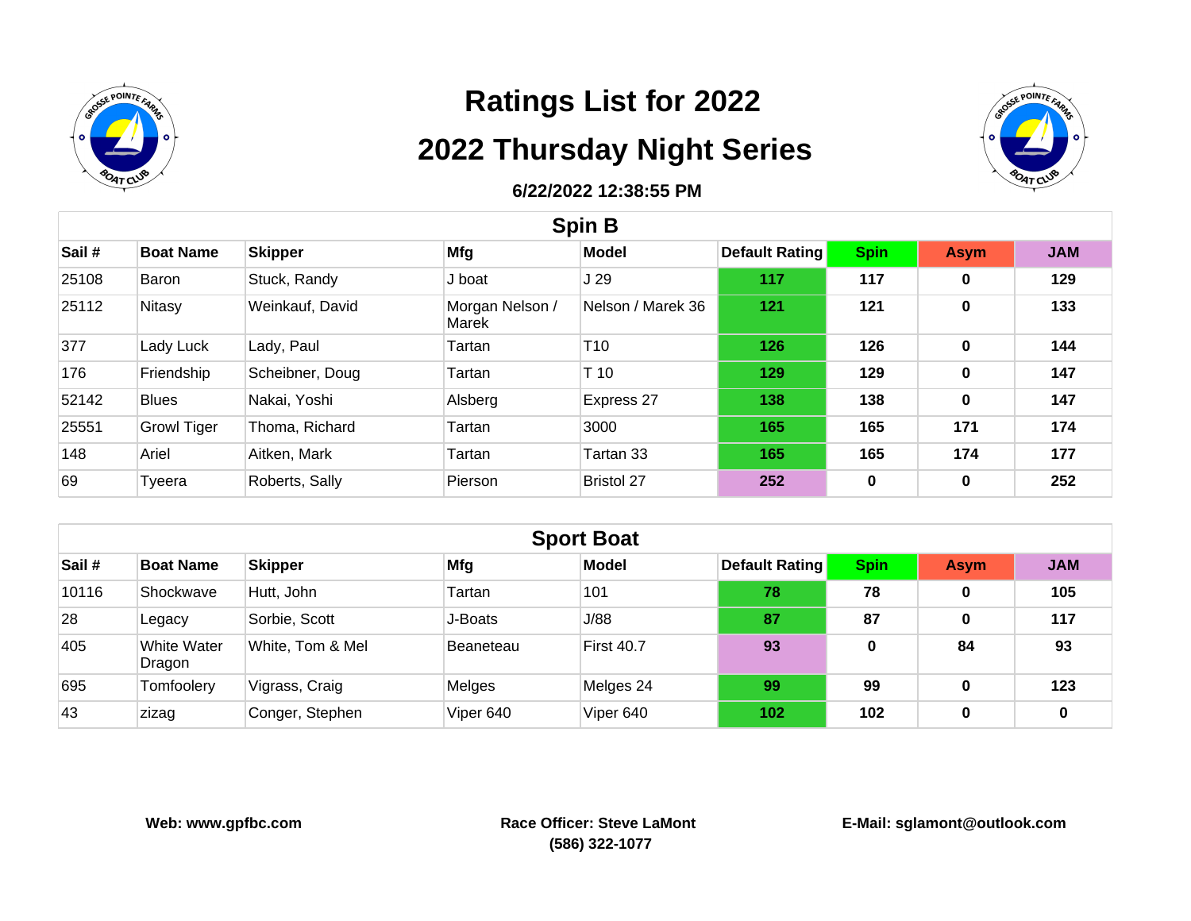# Ratings List for 2022

# 2022 Thursday Night Series

**6/22/2022 12:38:55 PM**

## Spin B

| Sail # | Boat Name | Skipper | Mfg | Model | Default Rating | Spin | Asym | JAM |
|---|---|---|---|---|---|---|---|---|
| 25108 | Baron | Stuck, Randy | J boat | J 29 | 117 | 117 | 0 | 129 |
| 25112 | Nitasy | Weinkauf, David | Morgan Nelson / Marek | Nelson / Marek 36 | 121 | 121 | 0 | 133 |
| 377 | Lady Luck | Lady, Paul | Tartan | T10 | 126 | 126 | 0 | 144 |
| 176 | Friendship | Scheibner, Doug | Tartan | T 10 | 129 | 129 | 0 | 147 |
| 52142 | Blues | Nakai, Yoshi | Alsberg | Express 27 | 138 | 138 | 0 | 147 |
| 25551 | Growl Tiger | Thoma, Richard | Tartan | 3000 | 165 | 165 | 171 | 174 |
| 148 | Ariel | Aitken, Mark | Tartan | Tartan 33 | 165 | 165 | 174 | 177 |
| 69 | Tyeera | Roberts, Sally | Pierson | Bristol 27 | 252 | 0 | 0 | 252 |

## Sport Boat

| Sail # | Boat Name | Skipper | Mfg | Model | Default Rating | Spin | Asym | JAM |
|---|---|---|---|---|---|---|---|---|
| 10116 | Shockwave | Hutt, John | Tartan | 101 | 78 | 78 | 0 | 105 |
| 28 | Legacy | Sorbie, Scott | J-Boats | J/88 | 87 | 87 | 0 | 117 |
| 405 | White Water Dragon | White, Tom & Mel | Beaneteau | First 40.7 | 93 | 0 | 84 | 93 |
| 695 | Tomfoolery | Vigrass, Craig | Melges | Melges 24 | 99 | 99 | 0 | 123 |
| 43 | zizag | Conger, Stephen | Viper 640 | Viper 640 | 102 | 102 | 0 | 0 |

**Web: www.gpfbc.com** | **Race Officer: Steve LaMont (586) 322-1077** | **E-Mail: sglamont@outlook.com**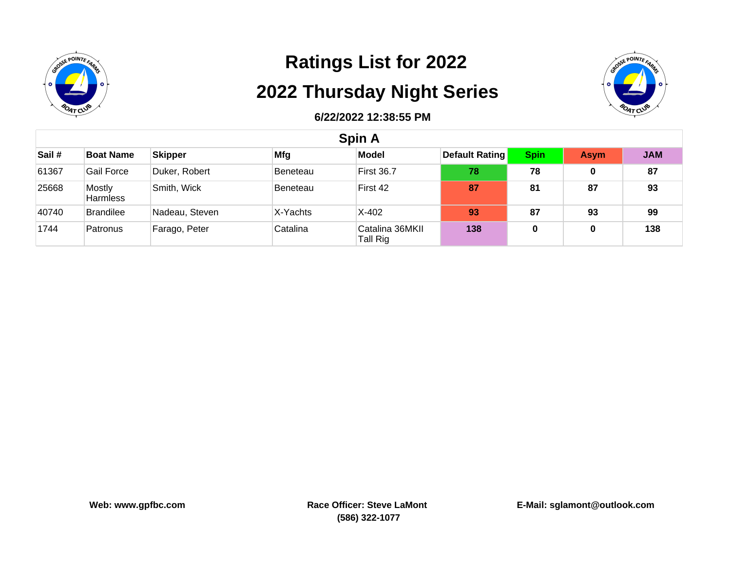# Ratings List for 2022

# 2022 Thursday Night Series

**6/22/2022 12:38:55 PM**

## Spin A

| Sail # | Boat Name | Skipper | Mfg | Model | Default Rating | Spin | Asym | JAM |
|---|---|---|---|---|---|---|---|---|
| 61367 | Gail Force | Duker, Robert | Beneteau | First 36.7 | **78** | **78** | **0** | **87** |
| 25668 | Mostly Harmless | Smith, Wick | Beneteau | First 42 | **87** | **81** | **87** | **93** |
| 40740 | Brandilee | Nadeau, Steven | X-Yachts | X-402 | **93** | **87** | **93** | **99** |
| 1744 | Patronus | Farago, Peter | Catalina | Catalina 36MKII Tall Rig | **138** | **0** | **0** | **138** |

**Web: www.gpfbc.com**

**Race Officer: Steve LaMont**
**(586) 322-1077**

**E-Mail: sglamont@outlook.com**